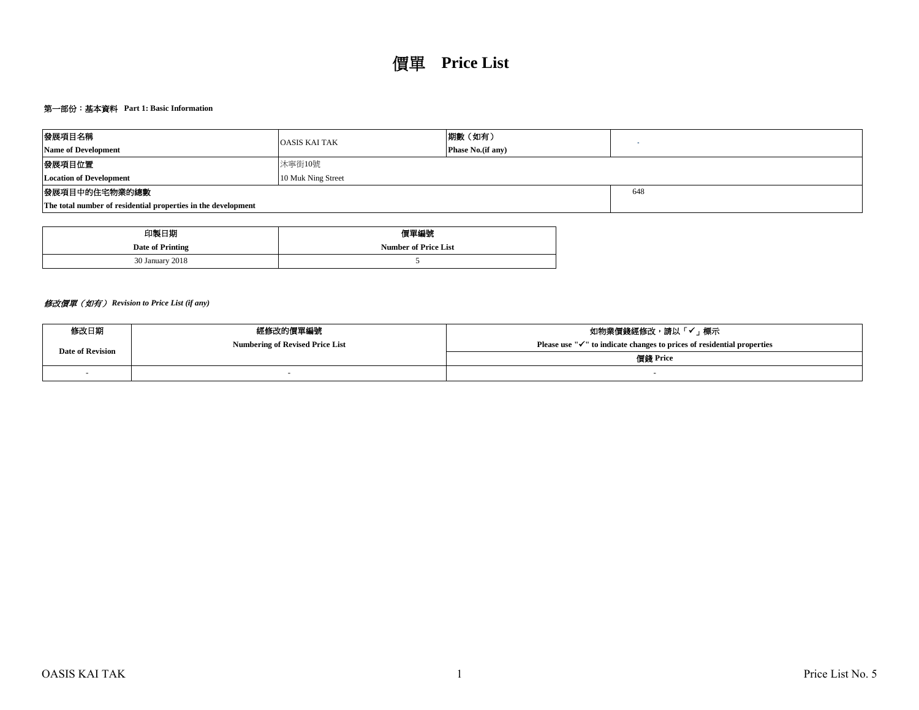# 價單 Price List

### 第一部份：基本資料 Part 1: Basic Information

| | | | |
|---|---|---|---|
| **發展項目名稱**<br>**Name of Development** | OASIS KAI TAK | **期數（如有）**<br>**Phase No.(if any)** | - |
| **發展項目位置**<br>**Location of Development** | 沐寧街10號<br>10 Muk Ning Street | | |
| **發展項目中的住宅物業的總數**<br>**The total number of residential properties in the development** | | | 648 |

| 印製日期<br>Date of Printing | 價單編號<br>Number of Price List |
|---|---|
| 30 January 2018 | 5 |

***修改價單（如有） Revision to Price List (if any)***

| 修改日期<br>Date of Revision | 經修改的價單編號<br>Numbering of Revised Price List | 如物業價錢經修改，請以「✓」標示<br>Please use "✓" to indicate changes to prices of residential properties<br>價錢 Price |
|---|---|---|
| - | - | - |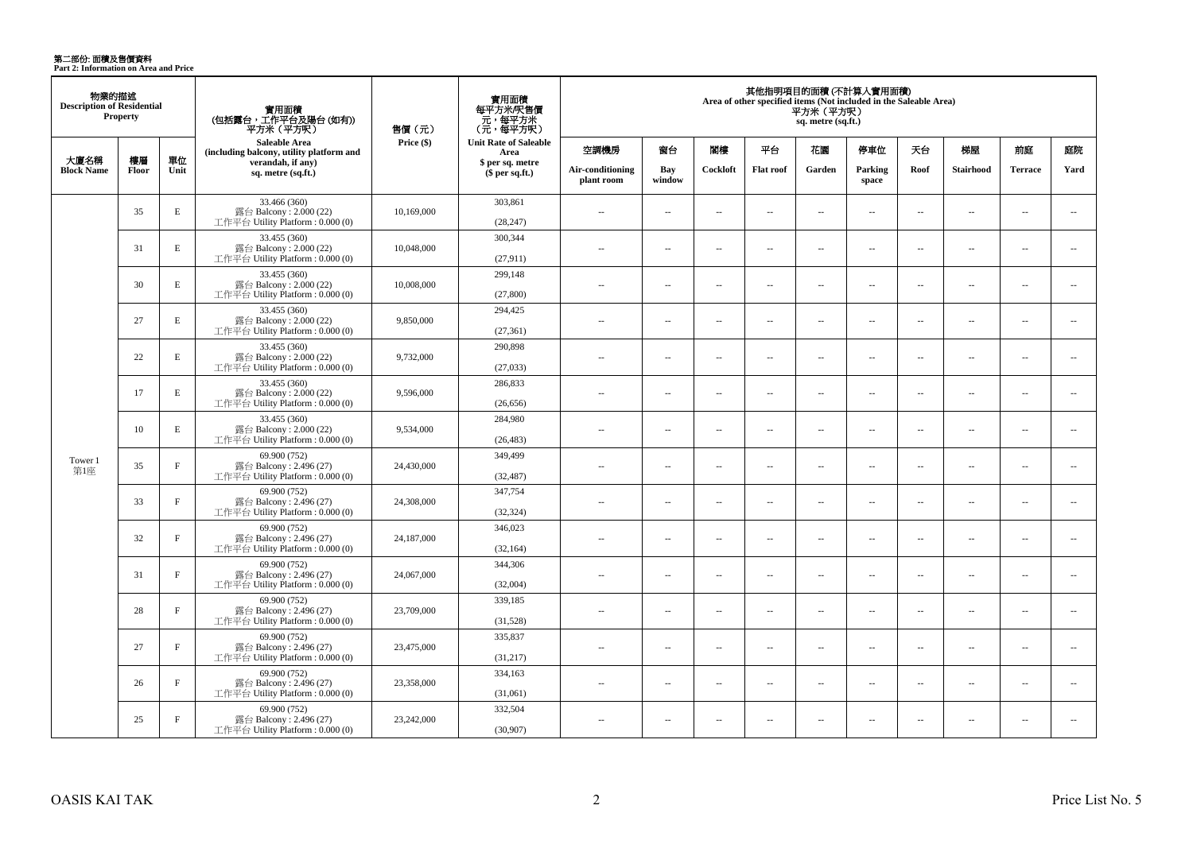# 第二部份: 面積及售價資料
**Part 2: Information on Area and Price**

| 物業的描述 Description of Residential Property | | | 實用面積 (包括露台，工作平台及陽台 (如有)) 平方米（平方呎） | 售價（元） | 實用面積 每平方米/呎售價 元，每平方米 (元，每平方呎) | 其他指明項目的面積 (不計算入實用面積) Area of other specified items (Not included in the Saleable Area) 平方米（平方呎） sq. metre (sq.ft.) | | | | | | | | | |
|---|---|---|---|---|---|---|---|---|---|---|---|---|---|---|---|
| 大廈名稱 Block Name | 樓層 Floor | 單位 Unit | Saleable Area (including balcony, utility platform and verandah, if any) sq. metre (sq.ft.) | Price ($) | Unit Rate of Saleable Area $ per sq. metre ($ per sq.ft.) | 空調機房 Air-conditioning plant room | 窗台 Bay window | 閣樓 Cockloft | 平台 Flat roof | 花園 Garden | 停車位 Parking space | 天台 Roof | 梯屋 Stairhood | 前庭 Terrace | 庭院 Yard |
| Tower 1 第1座 | 35 | E | 33.466 (360) 露台 Balcony : 2.000 (22) 工作平台 Utility Platform : 0.000 (0) | 10,169,000 | 303,861 (28,247) | -- | -- | -- | -- | -- | -- | -- | -- | -- | -- |
| | 31 | E | 33.455 (360) 露台 Balcony : 2.000 (22) 工作平台 Utility Platform : 0.000 (0) | 10,048,000 | 300,344 (27,911) | -- | -- | -- | -- | -- | -- | -- | -- | -- | -- |
| | 30 | E | 33.455 (360) 露台 Balcony : 2.000 (22) 工作平台 Utility Platform : 0.000 (0) | 10,008,000 | 299,148 (27,800) | -- | -- | -- | -- | -- | -- | -- | -- | -- | -- |
| | 27 | E | 33.455 (360) 露台 Balcony : 2.000 (22) 工作平台 Utility Platform : 0.000 (0) | 9,850,000 | 294,425 (27,361) | -- | -- | -- | -- | -- | -- | -- | -- | -- | -- |
| | 22 | E | 33.455 (360) 露台 Balcony : 2.000 (22) 工作平台 Utility Platform : 0.000 (0) | 9,732,000 | 290,898 (27,033) | -- | -- | -- | -- | -- | -- | -- | -- | -- | -- |
| | 17 | E | 33.455 (360) 露台 Balcony : 2.000 (22) 工作平台 Utility Platform : 0.000 (0) | 9,596,000 | 286,833 (26,656) | -- | -- | -- | -- | -- | -- | -- | -- | -- | -- |
| | 10 | E | 33.455 (360) 露台 Balcony : 2.000 (22) 工作平台 Utility Platform : 0.000 (0) | 9,534,000 | 284,980 (26,483) | -- | -- | -- | -- | -- | -- | -- | -- | -- | -- |
| | 35 | F | 69.900 (752) 露台 Balcony : 2.496 (27) 工作平台 Utility Platform : 0.000 (0) | 24,430,000 | 349,499 (32,487) | -- | -- | -- | -- | -- | -- | -- | -- | -- | -- |
| | 33 | F | 69.900 (752) 露台 Balcony : 2.496 (27) 工作平台 Utility Platform : 0.000 (0) | 24,308,000 | 347,754 (32,324) | -- | -- | -- | -- | -- | -- | -- | -- | -- | -- |
| | 32 | F | 69.900 (752) 露台 Balcony : 2.496 (27) 工作平台 Utility Platform : 0.000 (0) | 24,187,000 | 346,023 (32,164) | -- | -- | -- | -- | -- | -- | -- | -- | -- | -- |
| | 31 | F | 69.900 (752) 露台 Balcony : 2.496 (27) 工作平台 Utility Platform : 0.000 (0) | 24,067,000 | 344,306 (32,004) | -- | -- | -- | -- | -- | -- | -- | -- | -- | -- |
| | 28 | F | 69.900 (752) 露台 Balcony : 2.496 (27) 工作平台 Utility Platform : 0.000 (0) | 23,709,000 | 339,185 (31,528) | -- | -- | -- | -- | -- | -- | -- | -- | -- | -- |
| | 27 | F | 69.900 (752) 露台 Balcony : 2.496 (27) 工作平台 Utility Platform : 0.000 (0) | 23,475,000 | 335,837 (31,217) | -- | -- | -- | -- | -- | -- | -- | -- | -- | -- |
| | 26 | F | 69.900 (752) 露台 Balcony : 2.496 (27) 工作平台 Utility Platform : 0.000 (0) | 23,358,000 | 334,163 (31,061) | -- | -- | -- | -- | -- | -- | -- | -- | -- | -- |
| | 25 | F | 69.900 (752) 露台 Balcony : 2.496 (27) 工作平台 Utility Platform : 0.000 (0) | 23,242,000 | 332,504 (30,907) | -- | -- | -- | -- | -- | -- | -- | -- | -- | -- |

OASIS KAI TAK

Price List No. 5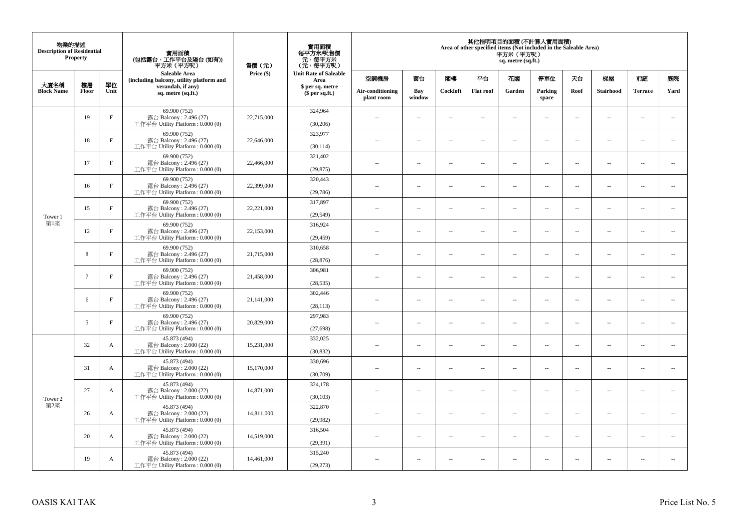| 物業的描述 Description of Residential Property | | | 實用面積 (包括露台，工作平台及陽台 (如有)) 平方米（平方呎） Saleable Area (including balcony, utility platform and verandah, if any) sq. metre (sq.ft.) | 售價（元） Price ($) | 實用面積 每平方米/呎售價 元，每平方米 (元，每平方呎) Unit Rate of Saleable Area $ per sq. metre ($ per sq.ft.) | 其他指明項目的面積 (不計算入實用面積) Area of other specified items (Not included in the Saleable Area) 平方米（平方呎） sq. metre (sq.ft.) | | | | | | | | | |
|---|---|---|---|---|---|---|---|---|---|---|---|---|---|---|---|
| 大廈名稱 Block Name | 樓層 Floor | 單位 Unit | | | | 空調機房 Air-conditioning plant room | 窗台 Bay window | 閣樓 Cockloft | 平台 Flat roof | 花園 Garden | 停車位 Parking space | 天台 Roof | 梯屋 Stairhood | 前庭 Terrace | 庭院 Yard |
| Tower 1 第1座 | 19 | F | 69.900 (752) 露台 Balcony : 2.496 (27) 工作平台 Utility Platform : 0.000 (0) | 22,715,000 | 324,964 (30,206) | -- | -- | -- | -- | -- | -- | -- | -- | -- | -- |
| | 18 | F | 69.900 (752) 露台 Balcony : 2.496 (27) 工作平台 Utility Platform : 0.000 (0) | 22,646,000 | 323,977 (30,114) | -- | -- | -- | -- | -- | -- | -- | -- | -- | -- |
| | 17 | F | 69.900 (752) 露台 Balcony : 2.496 (27) 工作平台 Utility Platform : 0.000 (0) | 22,466,000 | 321,402 (29,875) | -- | -- | -- | -- | -- | -- | -- | -- | -- | -- |
| | 16 | F | 69.900 (752) 露台 Balcony : 2.496 (27) 工作平台 Utility Platform : 0.000 (0) | 22,399,000 | 320,443 (29,786) | -- | -- | -- | -- | -- | -- | -- | -- | -- | -- |
| | 15 | F | 69.900 (752) 露台 Balcony : 2.496 (27) 工作平台 Utility Platform : 0.000 (0) | 22,221,000 | 317,897 (29,549) | -- | -- | -- | -- | -- | -- | -- | -- | -- | -- |
| | 12 | F | 69.900 (752) 露台 Balcony : 2.496 (27) 工作平台 Utility Platform : 0.000 (0) | 22,153,000 | 316,924 (29,459) | -- | -- | -- | -- | -- | -- | -- | -- | -- | -- |
| | 8 | F | 69.900 (752) 露台 Balcony : 2.496 (27) 工作平台 Utility Platform : 0.000 (0) | 21,715,000 | 310,658 (28,876) | -- | -- | -- | -- | -- | -- | -- | -- | -- | -- |
| | 7 | F | 69.900 (752) 露台 Balcony : 2.496 (27) 工作平台 Utility Platform : 0.000 (0) | 21,458,000 | 306,981 (28,535) | -- | -- | -- | -- | -- | -- | -- | -- | -- | -- |
| | 6 | F | 69.900 (752) 露台 Balcony : 2.496 (27) 工作平台 Utility Platform : 0.000 (0) | 21,141,000 | 302,446 (28,113) | -- | -- | -- | -- | -- | -- | -- | -- | -- | -- |
| | 5 | F | 69.900 (752) 露台 Balcony : 2.496 (27) 工作平台 Utility Platform : 0.000 (0) | 20,829,000 | 297,983 (27,698) | -- | -- | -- | -- | -- | -- | -- | -- | -- | -- |
| Tower 2 第2座 | 32 | A | 45.873 (494) 露台 Balcony : 2.000 (22) 工作平台 Utility Platform : 0.000 (0) | 15,231,000 | 332,025 (30,832) | -- | -- | -- | -- | -- | -- | -- | -- | -- | -- |
| | 31 | A | 45.873 (494) 露台 Balcony : 2.000 (22) 工作平台 Utility Platform : 0.000 (0) | 15,170,000 | 330,696 (30,709) | -- | -- | -- | -- | -- | -- | -- | -- | -- | -- |
| | 27 | A | 45.873 (494) 露台 Balcony : 2.000 (22) 工作平台 Utility Platform : 0.000 (0) | 14,871,000 | 324,178 (30,103) | -- | -- | -- | -- | -- | -- | -- | -- | -- | -- |
| | 26 | A | 45.873 (494) 露台 Balcony : 2.000 (22) 工作平台 Utility Platform : 0.000 (0) | 14,811,000 | 322,870 (29,982) | -- | -- | -- | -- | -- | -- | -- | -- | -- | -- |
| | 20 | A | 45.873 (494) 露台 Balcony : 2.000 (22) 工作平台 Utility Platform : 0.000 (0) | 14,519,000 | 316,504 (29,391) | -- | -- | -- | -- | -- | -- | -- | -- | -- | -- |
| | 19 | A | 45.873 (494) 露台 Balcony : 2.000 (22) 工作平台 Utility Platform : 0.000 (0) | 14,461,000 | 315,240 (29,273) | -- | -- | -- | -- | -- | -- | -- | -- | -- | -- |

OASIS KAI TAK

Price List No. 5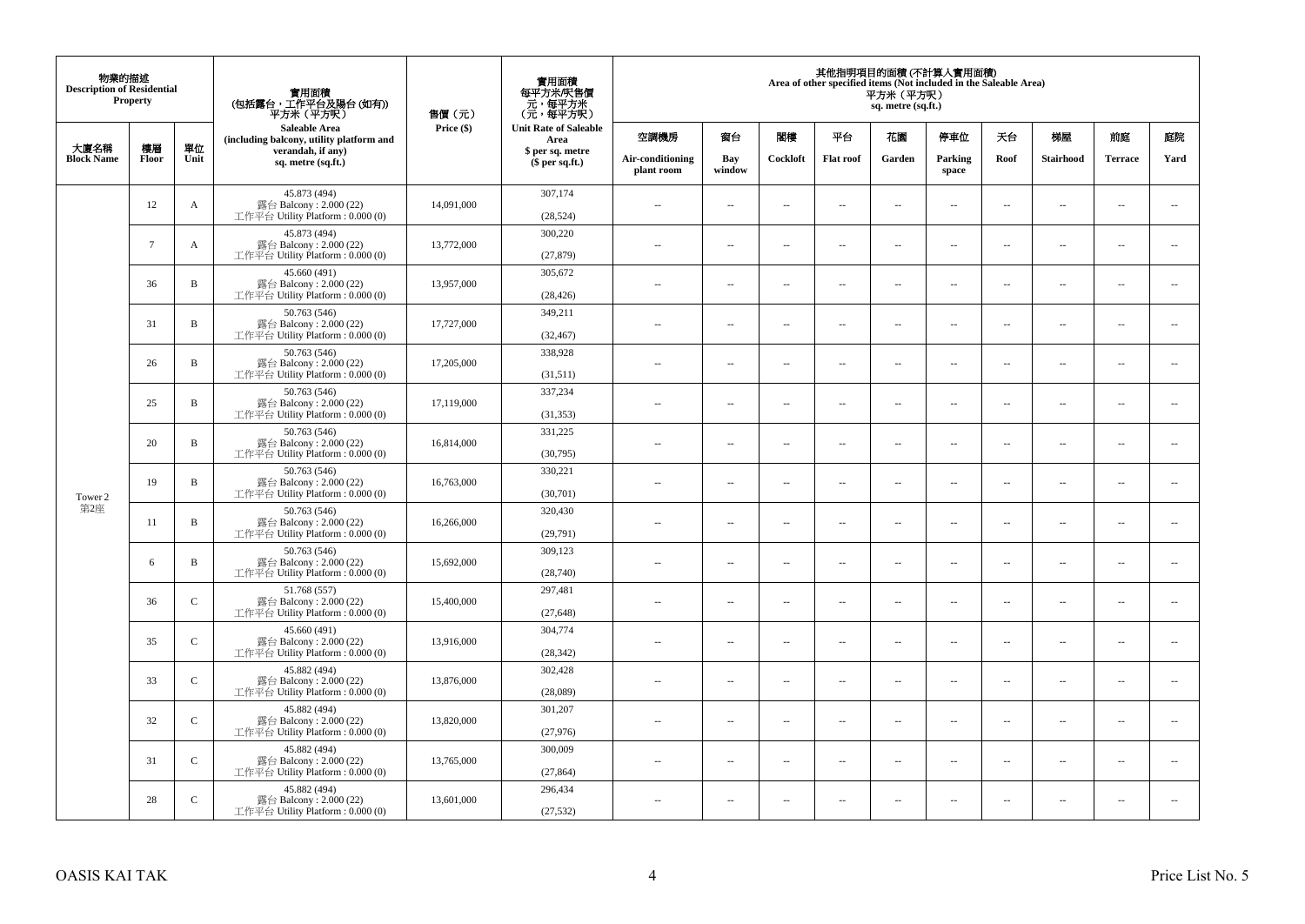| 物業的描述 Description of Residential Property | | | 實用面積 (包括露台，工作平台及陽台 (如有)) 平方米（平方呎） Saleable Area (including balcony, utility platform and verandah, if any) sq. metre (sq.ft.) | 售價（元） Price ($) | 實用面積 每平方米/呎售價 元，每平方米 (元，每平方呎) Unit Rate of Saleable Area $ per sq. metre ($ per sq.ft.) | 其他指明項目的面積 (不計算入實用面積) Area of other specified items (Not included in the Saleable Area) 平方米（平方呎） sq. metre (sq.ft.) | | | | | | | | | |
|---|---|---|---|---|---|---|---|---|---|---|---|---|---|---|---|
| 大廈名稱 Block Name | 樓層 Floor | 單位 Unit | | | | 空調機房 Air-conditioning plant room | 窗台 Bay window | 閣樓 Cockloft | 平台 Flat roof | 花園 Garden | 停車位 Parking space | 天台 Roof | 梯屋 Stairhood | 前庭 Terrace | 庭院 Yard |
| Tower 2 第2座 | 12 | A | 45.873 (494) 露台 Balcony : 2.000 (22) 工作平台 Utility Platform : 0.000 (0) | 14,091,000 | 307,174 (28,524) | -- | -- | -- | -- | -- | -- | -- | -- | -- | -- |
| | 7 | A | 45.873 (494) 露台 Balcony : 2.000 (22) 工作平台 Utility Platform : 0.000 (0) | 13,772,000 | 300,220 (27,879) | -- | -- | -- | -- | -- | -- | -- | -- | -- | -- |
| | 36 | B | 45.660 (491) 露台 Balcony : 2.000 (22) 工作平台 Utility Platform : 0.000 (0) | 13,957,000 | 305,672 (28,426) | -- | -- | -- | -- | -- | -- | -- | -- | -- | -- |
| | 31 | B | 50.763 (546) 露台 Balcony : 2.000 (22) 工作平台 Utility Platform : 0.000 (0) | 17,727,000 | 349,211 (32,467) | -- | -- | -- | -- | -- | -- | -- | -- | -- | -- |
| | 26 | B | 50.763 (546) 露台 Balcony : 2.000 (22) 工作平台 Utility Platform : 0.000 (0) | 17,205,000 | 338,928 (31,511) | -- | -- | -- | -- | -- | -- | -- | -- | -- | -- |
| | 25 | B | 50.763 (546) 露台 Balcony : 2.000 (22) 工作平台 Utility Platform : 0.000 (0) | 17,119,000 | 337,234 (31,353) | -- | -- | -- | -- | -- | -- | -- | -- | -- | -- |
| | 20 | B | 50.763 (546) 露台 Balcony : 2.000 (22) 工作平台 Utility Platform : 0.000 (0) | 16,814,000 | 331,225 (30,795) | -- | -- | -- | -- | -- | -- | -- | -- | -- | -- |
| | 19 | B | 50.763 (546) 露台 Balcony : 2.000 (22) 工作平台 Utility Platform : 0.000 (0) | 16,763,000 | 330,221 (30,701) | -- | -- | -- | -- | -- | -- | -- | -- | -- | -- |
| | 11 | B | 50.763 (546) 露台 Balcony : 2.000 (22) 工作平台 Utility Platform : 0.000 (0) | 16,266,000 | 320,430 (29,791) | -- | -- | -- | -- | -- | -- | -- | -- | -- | -- |
| | 6 | B | 50.763 (546) 露台 Balcony : 2.000 (22) 工作平台 Utility Platform : 0.000 (0) | 15,692,000 | 309,123 (28,740) | -- | -- | -- | -- | -- | -- | -- | -- | -- | -- |
| | 36 | C | 51.768 (557) 露台 Balcony : 2.000 (22) 工作平台 Utility Platform : 0.000 (0) | 15,400,000 | 297,481 (27,648) | -- | -- | -- | -- | -- | -- | -- | -- | -- | -- |
| | 35 | C | 45.660 (491) 露台 Balcony : 2.000 (22) 工作平台 Utility Platform : 0.000 (0) | 13,916,000 | 304,774 (28,342) | -- | -- | -- | -- | -- | -- | -- | -- | -- | -- |
| | 33 | C | 45.882 (494) 露台 Balcony : 2.000 (22) 工作平台 Utility Platform : 0.000 (0) | 13,876,000 | 302,428 (28,089) | -- | -- | -- | -- | -- | -- | -- | -- | -- | -- |
| | 32 | C | 45.882 (494) 露台 Balcony : 2.000 (22) 工作平台 Utility Platform : 0.000 (0) | 13,820,000 | 301,207 (27,976) | -- | -- | -- | -- | -- | -- | -- | -- | -- | -- |
| | 31 | C | 45.882 (494) 露台 Balcony : 2.000 (22) 工作平台 Utility Platform : 0.000 (0) | 13,765,000 | 300,009 (27,864) | -- | -- | -- | -- | -- | -- | -- | -- | -- | -- |
| | 28 | C | 45.882 (494) 露台 Balcony : 2.000 (22) 工作平台 Utility Platform : 0.000 (0) | 13,601,000 | 296,434 (27,532) | -- | -- | -- | -- | -- | -- | -- | -- | -- | -- |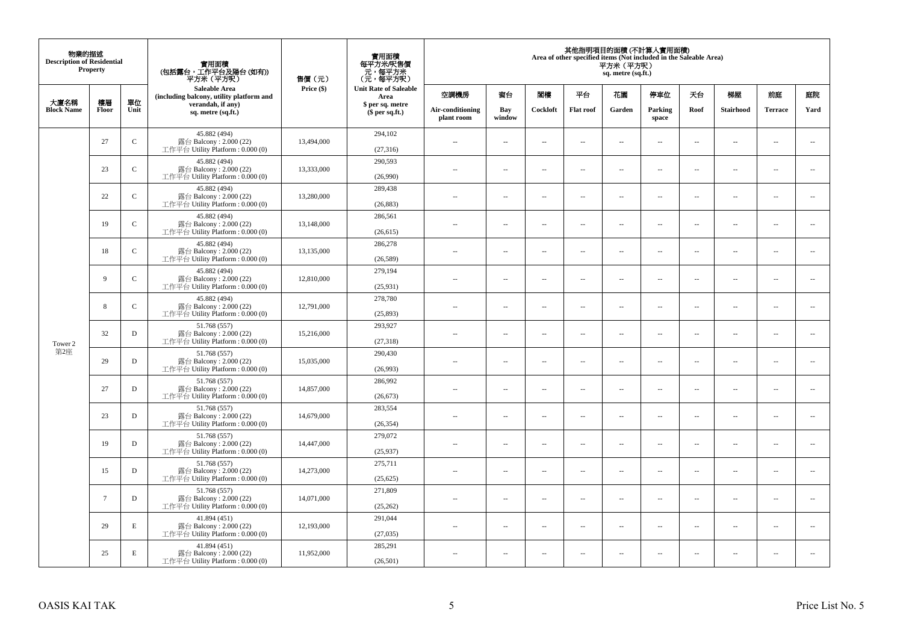| 物業的描述 Description of Residential Property | | | 實用面積 (包括露台，工作平台及陽台 (如有)) 平方米（平方呎） Saleable Area (including balcony, utility platform and verandah, if any) sq. metre (sq.ft.) | 售價（元） Price ($) | 實用面積 每平方米/呎售價 元，每平方米 (元，每平方呎) Unit Rate of Saleable Area $ per sq. metre ($ per sq.ft.) | 其他指明項目的面積 (不計算入實用面積) Area of other specified items (Not included in the Saleable Area) 平方米（平方呎） sq. metre (sq.ft.) | | | | | | | | | |
|---|---|---|---|---|---|---|---|---|---|---|---|---|---|---|---|
| 大廈名稱 Block Name | 樓層 Floor | 單位 Unit | | | | 空調機房 Air-conditioning plant room | 窗台 Bay window | 閣樓 Cockloft | 平台 Flat roof | 花園 Garden | 停車位 Parking space | 天台 Roof | 梯屋 Stairhood | 前庭 Terrace | 庭院 Yard |
| Tower 2 第2座 | 27 | C | 45.882 (494) 露台 Balcony : 2.000 (22) 工作平台 Utility Platform : 0.000 (0) | 13,494,000 | 294,102 (27,316) | -- | -- | -- | -- | -- | -- | -- | -- | -- | -- |
| | 23 | C | 45.882 (494) 露台 Balcony : 2.000 (22) 工作平台 Utility Platform : 0.000 (0) | 13,333,000 | 290,593 (26,990) | -- | -- | -- | -- | -- | -- | -- | -- | -- | -- |
| | 22 | C | 45.882 (494) 露台 Balcony : 2.000 (22) 工作平台 Utility Platform : 0.000 (0) | 13,280,000 | 289,438 (26,883) | -- | -- | -- | -- | -- | -- | -- | -- | -- | -- |
| | 19 | C | 45.882 (494) 露台 Balcony : 2.000 (22) 工作平台 Utility Platform : 0.000 (0) | 13,148,000 | 286,561 (26,615) | -- | -- | -- | -- | -- | -- | -- | -- | -- | -- |
| | 18 | C | 45.882 (494) 露台 Balcony : 2.000 (22) 工作平台 Utility Platform : 0.000 (0) | 13,135,000 | 286,278 (26,589) | -- | -- | -- | -- | -- | -- | -- | -- | -- | -- |
| | 9 | C | 45.882 (494) 露台 Balcony : 2.000 (22) 工作平台 Utility Platform : 0.000 (0) | 12,810,000 | 279,194 (25,931) | -- | -- | -- | -- | -- | -- | -- | -- | -- | -- |
| | 8 | C | 45.882 (494) 露台 Balcony : 2.000 (22) 工作平台 Utility Platform : 0.000 (0) | 12,791,000 | 278,780 (25,893) | -- | -- | -- | -- | -- | -- | -- | -- | -- | -- |
| | 32 | D | 51.768 (557) 露台 Balcony : 2.000 (22) 工作平台 Utility Platform : 0.000 (0) | 15,216,000 | 293,927 (27,318) | -- | -- | -- | -- | -- | -- | -- | -- | -- | -- |
| | 29 | D | 51.768 (557) 露台 Balcony : 2.000 (22) 工作平台 Utility Platform : 0.000 (0) | 15,035,000 | 290,430 (26,993) | -- | -- | -- | -- | -- | -- | -- | -- | -- | -- |
| | 27 | D | 51.768 (557) 露台 Balcony : 2.000 (22) 工作平台 Utility Platform : 0.000 (0) | 14,857,000 | 286,992 (26,673) | -- | -- | -- | -- | -- | -- | -- | -- | -- | -- |
| | 23 | D | 51.768 (557) 露台 Balcony : 2.000 (22) 工作平台 Utility Platform : 0.000 (0) | 14,679,000 | 283,554 (26,354) | -- | -- | -- | -- | -- | -- | -- | -- | -- | -- |
| | 19 | D | 51.768 (557) 露台 Balcony : 2.000 (22) 工作平台 Utility Platform : 0.000 (0) | 14,447,000 | 279,072 (25,937) | -- | -- | -- | -- | -- | -- | -- | -- | -- | -- |
| | 15 | D | 51.768 (557) 露台 Balcony : 2.000 (22) 工作平台 Utility Platform : 0.000 (0) | 14,273,000 | 275,711 (25,625) | -- | -- | -- | -- | -- | -- | -- | -- | -- | -- |
| | 7 | D | 51.768 (557) 露台 Balcony : 2.000 (22) 工作平台 Utility Platform : 0.000 (0) | 14,071,000 | 271,809 (25,262) | -- | -- | -- | -- | -- | -- | -- | -- | -- | -- |
| | 29 | E | 41.894 (451) 露台 Balcony : 2.000 (22) 工作平台 Utility Platform : 0.000 (0) | 12,193,000 | 291,044 (27,035) | -- | -- | -- | -- | -- | -- | -- | -- | -- | -- |
| | 25 | E | 41.894 (451) 露台 Balcony : 2.000 (22) 工作平台 Utility Platform : 0.000 (0) | 11,952,000 | 285,291 (26,501) | -- | -- | -- | -- | -- | -- | -- | -- | -- | -- |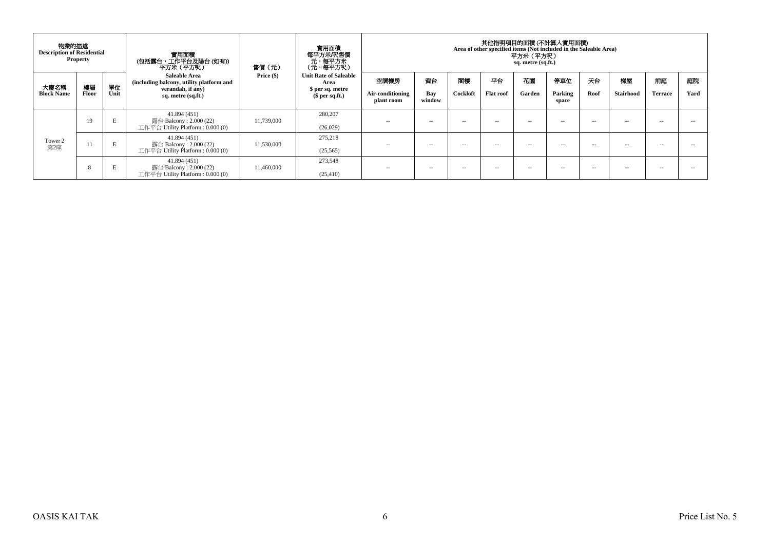| 物業的描述 Description of Residential Property | | | 實用面積 (包括露台，工作平台及陽台 (如有)) 平方米（平方呎） Saleable Area (including balcony, utility platform and verandah, if any) sq. metre (sq.ft.) | 售價（元） Price ($) | 實用面積 每平方米/呎售價 元，每平方米 (元，每平方呎) Unit Rate of Saleable Area $ per sq. metre ($ per sq.ft.) | 其他指明項目的面積 (不計算入實用面積) Area of other specified items (Not included in the Saleable Area) 平方米（平方呎） sq. metre (sq.ft.) | | | | | | | | | |
|---|---|---|---|---|---|---|---|---|---|---|---|---|---|---|---|
| 大廈名稱 Block Name | 樓層 Floor | 單位 Unit | | | | 空調機房 Air-conditioning plant room | 窗台 Bay window | 閣樓 Cockloft | 平台 Flat roof | 花園 Garden | 停車位 Parking space | 天台 Roof | 梯屋 Stairhood | 前庭 Terrace | 庭院 Yard |
| Tower 2 第2座 | 19 | E | 41.894 (451) 露台 Balcony : 2.000 (22) 工作平台 Utility Platform : 0.000 (0) | 11,739,000 | 280,207 (26,029) | -- | -- | -- | -- | -- | -- | -- | -- | -- | -- |
| | 11 | E | 41.894 (451) 露台 Balcony : 2.000 (22) 工作平台 Utility Platform : 0.000 (0) | 11,530,000 | 275,218 (25,565) | -- | -- | -- | -- | -- | -- | -- | -- | -- | -- |
| | 8 | E | 41.894 (451) 露台 Balcony : 2.000 (22) 工作平台 Utility Platform : 0.000 (0) | 11,460,000 | 273,548 (25,410) | -- | -- | -- | -- | -- | -- | -- | -- | -- | -- |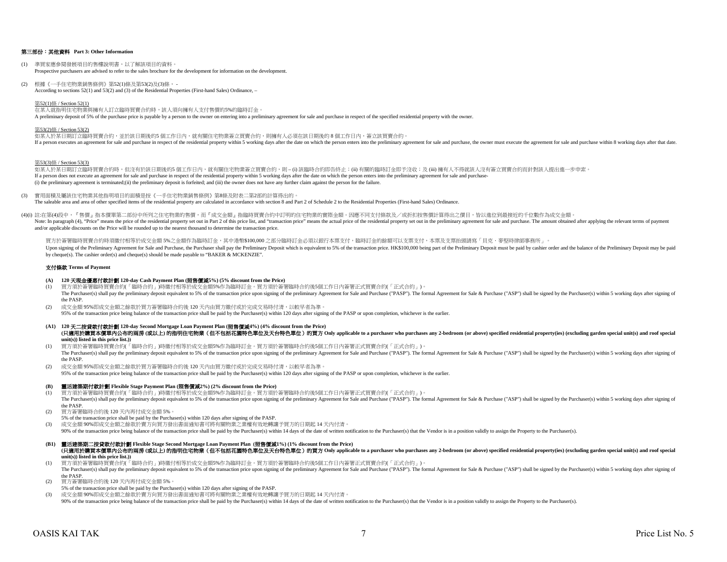**第三部份：其他資料 Part 3: Other Information**

(1) 準買家應參閱發展項目的售樓說明書，以了解該項目的資料。
Prospective purchasers are advised to refer to the sales brochure for the development for information on the development.

(2) 根據《一手住宅物業銷售條例》第52(1)條及第53(2)及(3)條， -
According to sections 52(1) and 53(2) and (3) of the Residential Properties (First-hand Sales) Ordinance, –

第52(1)條 / Section 52(1)
在某人就指明住宅物業與擁有人訂立臨時買賣合約時，該人須向擁有人支付售價的5%的臨時訂金。
A preliminary deposit of 5% of the purchase price is payable by a person to the owner on entering into a preliminary agreement for sale and purchase in respect of the specified residential property with the owner.

第53(2)條 / Section 53(2)
如某人於某日期訂立臨時買賣合約，並於該日期後的5 個工作日內，就有關住宅物業簽立買賣合約，則擁有人必須在該日期後的 8 個工作日內，簽立該買賣合約。
If a person executes an agreement for sale and purchase in respect of the residential property within 5 working days after the date on which the person enters into the preliminary agreement for sale and purchase, the owner must execute the agreement for sale and purchase within 8 working days after that date.

第53(3)條 / Section 53(3)
如某人於某日期訂立臨時買賣合約時，但沒有於該日期後的5 個工作日內，就有關住宅物業簽立買賣合約，則 – (i) 該臨時合約即告終止；(ii) 有關的臨時訂金即予沒收；及 (iii) 擁有人不得就該人沒有簽立買賣合約而針對該人提出進一步申索。
If a person does not execute an agreement for sale and purchase in respect of the residential property within 5 working days after the date on which the person enters into the preliminary agreement for sale and purchase-
(i) the preliminary agreement is terminated;(ii) the preliminary deposit is forfeited; and (iii) the owner does not have any further claim against the person for the failure.

(3) 實用面積及屬該住宅物業其他指明項目的面積是按《一手住宅物業銷售條例》第8條及附表二第2部的計算得出的。
The saleable area and area of other specified items of the residential property are calculated in accordance with section 8 and Part 2 of Schedule 2 to the Residential Properties (First-hand Sales) Ordinance.

(4)(i) 註:在第(4)段中，『售價』指本價單第二部份中所列之住宅物業的售價，而『成交金額』指臨時買賣合約中訂明的住宅物業的實際金額。因應不同支付條款及／或折扣按售價計算得出之價目，皆以進位到最接近的千位數作為成交金額。
Note: In paragraph (4), "Price" means the price of the residential property set out in Part 2 of this price list, and "transaction price" means the actual price of the residential property set out in the preliminary agreement for sale and purchase. The amount obtained after applying the relevant terms of payment and/or applicable discounts on the Price will be rounded up to the nearest thousand to determine the transaction price.

買方於簽署臨時買賣合約時須繳付相等於成交金額 5%之金額作為臨時訂金，其中港幣$100,000 之部份臨時訂金必須以銀行本票支付，臨時訂金的餘額可以支票支付，本票及支票抬頭請寫「貝克．麥堅時律師事務所」。
Upon signing of the Preliminary Agreement for Sale and Purchase, the Purchaser shall pay the Preliminary Deposit which is equivalent to 5% of the transaction price. HK$100,000 being part of the Preliminary Deposit must be paid by cashier order and the balance of the Preliminary Deposit may be paid by cheque(s). The cashier order(s) and cheque(s) should be made payable to "BAKER & MCKENZIE".

**支付條款 Terms of Payment**

**(A) 120 天現金優惠付款計劃 120-day Cash Payment Plan (照售價減5%) (5% discount from the Price)**

(1) 買方須於簽署臨時買賣合約(「臨時合約」)時繳付相等於成交金額5%作為臨時訂金。買方須於簽署臨時合約後5個工作日內簽署正式買賣合約(「正式合約」)。
The Purchaser(s) shall pay the preliminary deposit equivalent to 5% of the transaction price upon signing of the preliminary Agreement for Sale and Purchase ("PASP"). The formal Agreement for Sale & Purchase ("ASP") shall be signed by the Purchaser(s) within 5 working days after signing of the PASP.

(2) 成交金額 95%即成交金額之餘款於買方簽署臨時合約後 120 天內由買方繳付或於完成交易時付清，以較早者為準。
95% of the transaction price being balance of the transaction price shall be paid by the Purchaser(s) within 120 days after signing of the PASP or upon completion, whichever is the earlier.

**(A1) 120 天二按貸款付款計劃 120-day Second Mortgage Loan Payment Plan (照售價減4%) (4% discount from the Price)**
**(只適用於購買本價單內公布的兩房 (或以上) 的指明住宅物業（但不包括花園特色單位及天台特色單位）的買方 Only applicable to a purchaser who purchases any 2-bedroom (or above) specified residential property(ies) (excluding garden special unit(s) and roof special unit(s)) listed in this price list.)**

(1) 買方須於簽署臨時買賣合約(「臨時合約」)時繳付相等於成交金額5%作為臨時訂金。買方須於簽署臨時合約後5個工作日內簽署正式買賣合約(「正式合約」)。
The Purchaser(s) shall pay the preliminary deposit equivalent to 5% of the transaction price upon signing of the preliminary Agreement for Sale and Purchase ("PASP"). The formal Agreement for Sale & Purchase ("ASP") shall be signed by the Purchaser(s) within 5 working days after signing of the PASP.

(2) 成交金額 95%即成交金額之餘款於買方簽署臨時合約後 120 天內由買方繳付或於完成交易時付清，以較早者為準。
95% of the transaction price being balance of the transaction price shall be paid by the Purchaser(s) within 120 days after signing of the PASP or upon completion, whichever is the earlier.

**(B) 靈活建築期付款計劃 Flexible Stage Payment Plan (照售價減2%) (2% discount from the Price)**

(1) 買方須於簽署臨時買賣合約(「臨時合約」)時繳付相等於成交金額5%作為臨時訂金。買方須於簽署臨時合約後5個工作日內簽署正式買賣合約(「正式合約」)。
The Purchaser(s) shall pay the preliminary deposit equivalent to 5% of the transaction price upon signing of the preliminary Agreement for Sale and Purchase ("PASP"). The formal Agreement for Sale & Purchase ("ASP") shall be signed by the Purchaser(s) within 5 working days after signing of the PASP.

(2) 買方簽署臨時合約後 120 天內再付成交金額 5%。
5% of the transaction price shall be paid by the Purchaser(s) within 120 days after signing of the PASP.

(3) 成交金額 90%即成交金額之餘款於賣方向買方發出書面通知書可將有關物業之業權有效地轉讓予買方的日期起 14 天內付清。
90% of the transaction price being balance of the transaction price shall be paid by the Purchaser(s) within 14 days of the date of written notification to the Purchaser(s) that the Vendor is in a position validly to assign the Property to the Purchaser(s).

**(B1) 靈活建築期二按貸款付款計劃 Flexible Stage Second Mortgage Loan Payment Plan (照售價減1%) (1% discount from the Price)**
**(只適用於購買本價單內公布的兩房 (或以上) 的指明住宅物業（但不包括花園特色單位及天台特色單位）的買方 Only applicable to a purchaser who purchases any 2-bedroom (or above) specified residential property(ies) (excluding garden special unit(s) and roof special unit(s)) listed in this price list.)**

(1) 買方須於簽署臨時買賣合約(「臨時合約」)時繳付相等於成交金額5%作為臨時訂金。買方須於簽署臨時合約後5個工作日內簽署正式買賣合約(「正式合約」)。
The Purchaser(s) shall pay the preliminary deposit equivalent to 5% of the transaction price upon signing of the preliminary Agreement for Sale and Purchase ("PASP"). The formal Agreement for Sale & Purchase ("ASP") shall be signed by the Purchaser(s) within 5 working days after signing of the PASP.

(2) 買方簽署臨時合約後 120 天內再付成交金額 5%。
5% of the transaction price shall be paid by the Purchaser(s) within 120 days after signing of the PASP.

(3) 成交金額 90%即成交金額之餘款於賣方向買方發出書面通知書可將有關物業之業權有效地轉讓予買方的日期起 14 天內付清。
90% of the transaction price being balance of the transaction price shall be paid by the Purchaser(s) within 14 days of the date of written notification to the Purchaser(s) that the Vendor is in a position validly to assign the Property to the Purchaser(s).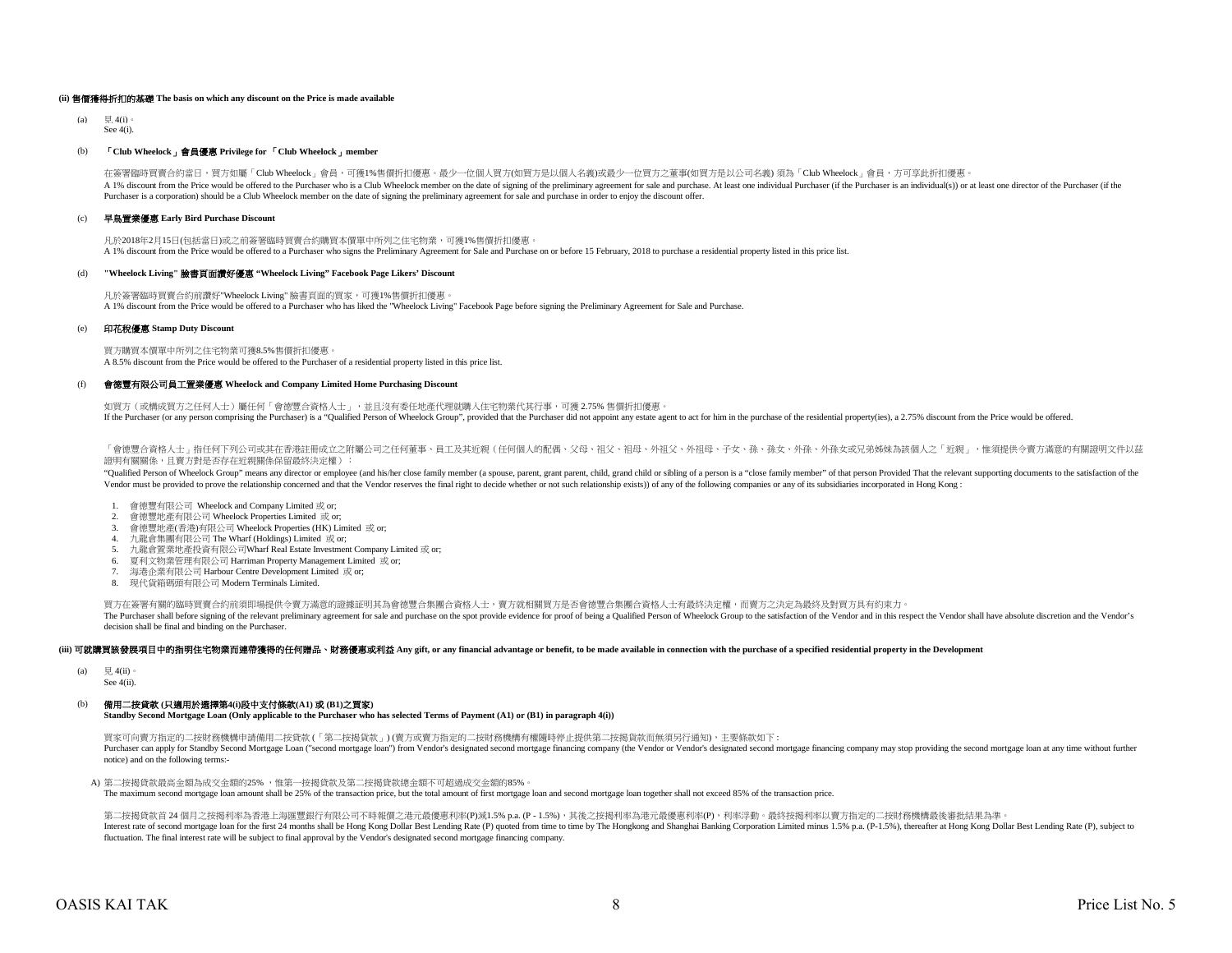**(ii) 售價獲得折扣的基礎 The basis on which any discount on the Price is made available**

(a) 見 4(i)。
See 4(i).

(b) **「Club Wheelock」會員優惠 Privilege for 「Club Wheelock」member**

在簽署臨時買賣合約當日，買方如屬「Club Wheelock」會員，可獲1%售價折扣優惠。最少一位個人買方(如買方是以個人名義)或最少一位買方之董事(如買方是以公司名義) 須為「Club Wheelock」會員，方可享此折扣優惠。
A 1% discount from the Price would be offered to the Purchaser who is a Club Wheelock member on the date of signing of the preliminary agreement for sale and purchase. At least one individual Purchaser (if the Purchaser is an individual(s)) or at least one director of the Purchaser (if the Purchaser is a corporation) should be a Club Wheelock member on the date of signing the preliminary agreement for sale and purchase in order to enjoy the discount offer.

(c) **早鳥置業優惠 Early Bird Purchase Discount**

凡於2018年2月15日(包括當日)或之前簽署臨時買賣合約購買本價單中所列之住宅物業，可獲1%售價折扣優惠。
A 1% discount from the Price would be offered to a Purchaser who signs the Preliminary Agreement for Sale and Purchase on or before 15 February, 2018 to purchase a residential property listed in this price list.

(d) **"Wheelock Living" 臉書頁面讚好優惠 "Wheelock Living" Facebook Page Likers' Discount**

凡於簽署臨時買賣合約前讚好"Wheelock Living" 臉書頁面的買家，可獲1%售價折扣優惠。
A 1% discount from the Price would be offered to a Purchaser who has liked the "Wheelock Living" Facebook Page before signing the Preliminary Agreement for Sale and Purchase.

(e) **印花稅優惠 Stamp Duty Discount**

買方購買本價單中所列之住宅物業可獲8.5%售價折扣優惠。
A 8.5% discount from the Price would be offered to the Purchaser of a residential property listed in this price list.

(f) **會德豐有限公司員工置業優惠 Wheelock and Company Limited Home Purchasing Discount**

如買方（或構成買方之任何人士）屬任何「會德豐合資格人士」，並且沒有委任地產代理就購入住宅物業代其行事，可獲 2.75% 售價折扣優惠。
If the Purchaser (or any person comprising the Purchaser) is a "Qualified Person of Wheelock Group", provided that the Purchaser did not appoint any estate agent to act for him in the purchase of the residential property(ies), a 2.75% discount from the Price would be offered.

「會德豐合資格人士」指任何下列公司或其在香港註冊成立之附屬公司之任何董事、員工及其近親（任何個人的配偶、父母、祖父、祖母、外祖父、外祖母、子女、孫、孫女、外孫、外孫女或兄弟姊妹為該個人之「近親」，惟須提供令賣方滿意的有關證明文件以茲證明有關關係，且賣方對是否存在近親關係保留最終決定權）：
"Qualified Person of Wheelock Group" means any director or employee (and his/her close family member (a spouse, parent, grant parent, child, grand child or sibling of a person is a "close family member" of that person Provided That the relevant supporting documents to the satisfaction of the Vendor must be provided to prove the relationship concerned and that the Vendor reserves the final right to decide whether or not such relationship exists)) of any of the following companies or any of its subsidiaries incorporated in Hong Kong :

1. 會德豐有限公司 Wheelock and Company Limited 或 or;
2. 會德豐地產有限公司 Wheelock Properties Limited 或 or;
3. 會德豐地產(香港)有限公司 Wheelock Properties (HK) Limited 或 or;
4. 九龍倉集團有限公司 The Wharf (Holdings) Limited 或 or;
5. 九龍倉置業地產投資有限公司Wharf Real Estate Investment Company Limited 或 or;
6. 夏利文物業管理有限公司 Harriman Property Management Limited 或 or;
7. 海港企業有限公司 Harbour Centre Development Limited 或 or;
8. 現代貨箱碼頭有限公司 Modern Terminals Limited.

買方在簽署有關的臨時買賣合約前須即場提供令賣方滿意的證據証明其為會德豐合集團合資格人士，賣方就相關買方是否會德豐合集團合資格人士有最終決定權，而賣方之決定為最終及對買方具有約束力。
The Purchaser shall before signing of the relevant preliminary agreement for sale and purchase on the spot provide evidence for proof of being a Qualified Person of Wheelock Group to the satisfaction of the Vendor and in this respect the Vendor shall have absolute discretion and the Vendor's decision shall be final and binding on the Purchaser.

**(iii) 可就購買該發展項目中的指明住宅物業而連帶獲得的任何贈品、財務優惠或利益 Any gift, or any financial advantage or benefit, to be made available in connection with the purchase of a specified residential property in the Development**

(a) 見 4(ii)。
See 4(ii).

(b) **備用二按貸款 (只適用於選擇第4(i)段中支付條款(A1) 或 (B1)之買家)**
**Standby Second Mortgage Loan (Only applicable to the Purchaser who has selected Terms of Payment (A1) or (B1) in paragraph 4(i))**

買家可向賣方指定的二按財務機構申請備用二按貸款 (「第二按揭貸款」) (賣方或賣方指定的二按財務機構有權隨時停止提供第二按揭貸款而無須另行通知)，主要條款如下：
Purchaser can apply for Standby Second Mortgage Loan ("second mortgage loan") from Vendor's designated second mortgage financing company (the Vendor or Vendor's designated second mortgage financing company may stop providing the second mortgage loan at any time without further notice) and on the following terms:-

A) 第二按揭貸款最高金額為成交金額的25% ，惟第一按揭貸款及第二按揭貸款總金額不可超過成交金額的85%。
The maximum second mortgage loan amount shall be 25% of the transaction price, but the total amount of first mortgage loan and second mortgage loan together shall not exceed 85% of the transaction price.

第二按揭貸款首 24 個月之按揭利率為香港上海匯豐銀行有限公司不時報價之港元最優惠利率(P)減1.5% p.a. (P - 1.5%)，其後之按揭利率為港元最優惠利率(P)，利率浮動。最終按揭利率以賣方指定的二按財務機構最後審批結果為準。
Interest rate of second mortgage loan for the first 24 months shall be Hong Kong Dollar Best Lending Rate (P) quoted from time to time by The Hongkong and Shanghai Banking Corporation Limited minus 1.5% p.a. (P-1.5%), thereafter at Hong Kong Dollar Best Lending Rate (P), subject to fluctuation. The final interest rate will be subject to final approval by the Vendor's designated second mortgage financing company.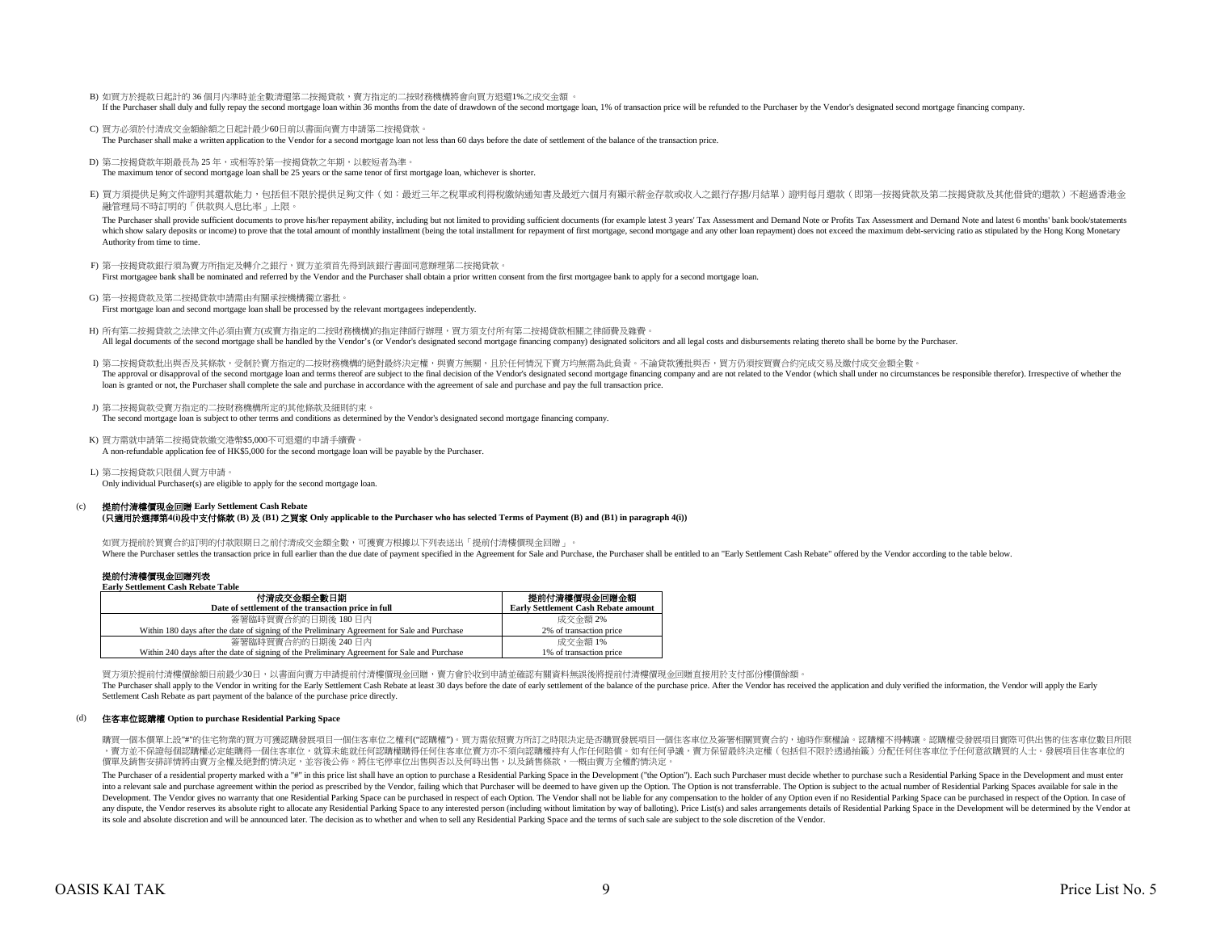B) 如買方於提款日起計的 36 個月內準時並全數清還第二按揭貸款，賣方指定的二按財務機構將會向買方退還1%之成交金額 。
If the Purchaser shall duly and fully repay the second mortgage loan within 36 months from the date of drawdown of the second mortgage loan, 1% of transaction price will be refunded to the Purchaser by the Vendor's designated second mortgage financing company.

C) 買方必須於付清成交金額餘額之日起計最少60日前以書面向賣方申請第二按揭貸款。
The Purchaser shall make a written application to the Vendor for a second mortgage loan not less than 60 days before the date of settlement of the balance of the transaction price.

D) 第二按揭貸款年期最長為 25 年，或相等於第一按揭貸款之年期，以較短者為準。
The maximum tenor of second mortgage loan shall be 25 years or the same tenor of first mortgage loan, whichever is shorter.

E) 買方須提供足夠文件證明其還款能力，包括但不限於提供足夠文件（如：最近三年之稅單或利得稅繳納通知書及最近六個月有顯示薪金存款或收入之銀行存摺/月結單）證明每月還款（即第一按揭貸款及第二按揭貸款及其他借貸的還款）不超過香港金融管理局不時訂明的「供款與入息比率」上限。

The Purchaser shall provide sufficient documents to prove his/her repayment ability, including but not limited to providing sufficient documents (for example latest 3 years' Tax Assessment and Demand Note or Profits Tax Assessment and Demand Note and latest 6 months' bank book/statements which show salary deposits or income) to prove that the total amount of monthly installment (being the total installment for repayment of first mortgage, second mortgage and any other loan repayment) does not exceed the maximum debt-servicing ratio as stipulated by the Hong Kong Monetary Authority from time to time.

F) 第一按揭貸款銀行須為賣方所指定及轉介之銀行，買方並須首先得到該銀行書面同意辦理第二按揭貸款。
First mortgagee bank shall be nominated and referred by the Vendor and the Purchaser shall obtain a prior written consent from the first mortgagee bank to apply for a second mortgage loan.

G) 第一按揭貸款及第二按揭貸款申請需由有關承按機構獨立審批。
First mortgage loan and second mortgage loan shall be processed by the relevant mortgagees independently.

H) 所有第二按揭貸款之法律文件必須由賣方(或賣方指定的二按財務機構)的指定律師行辦理，買方須支付所有第二按揭貸款相關之律師費及雜費。
All legal documents of the second mortgage shall be handled by the Vendor's (or Vendor's designated second mortgage financing company) designated solicitors and all legal costs and disbursements relating thereto shall be borne by the Purchaser.

I) 第二按揭貸款批出與否及其條款，受制於賣方指定的二按財務機構的絕對最終決定權，與賣方無關，且於任何情況下賣方均無需為此負責。不論貸款獲批與否，買方仍須按買賣合約完成交易及繳付成交金額全數。
The approval or disapproval of the second mortgage loan and terms thereof are subject to the final decision of the Vendor's designated second mortgage financing company and are not related to the Vendor (which shall under no circumstances be responsible therefor). Irrespective of whether the loan is granted or not, the Purchaser shall complete the sale and purchase in accordance with the agreement of sale and purchase and pay the full transaction price.

J) 第二按揭貸款受賣方指定的二按財務機構所定的其他條款及細則約束。
The second mortgage loan is subject to other terms and conditions as determined by the Vendor's designated second mortgage financing company.

K) 買方需就申請第二按揭貸款繳交港幣$5,000不可退還的申請手續費。
A non-refundable application fee of HK$5,000 for the second mortgage loan will be payable by the Purchaser.

L) 第二按揭貸款只限個人買方申請。
Only individual Purchaser(s) are eligible to apply for the second mortgage loan.

(c) **提前付清樓價現金回贈 Early Settlement Cash Rebate**
**(只適用於選擇第4(i)段中支付條款 (B) 及 (B1) 之買家 Only applicable to the Purchaser who has selected Terms of Payment (B) and (B1) in paragraph 4(i))**

如買方提前於買賣合約訂明的付款限期日之前付清成交金額全數，可獲賣方根據以下列表送出「提前付清樓價現金回贈」。
Where the Purchaser settles the transaction price in full earlier than the due date of payment specified in the Agreement for Sale and Purchase, the Purchaser shall be entitled to an "Early Settlement Cash Rebate" offered by the Vendor according to the table below.

**提前付清樓價現金回贈列表**
**Early Settlement Cash Rebate Table**

| 付清成交金額全數日期<br>Date of settlement of the transaction price in full | 提前付清樓價現金回贈金額<br>Early Settlement Cash Rebate amount |
|---|---|
| 簽署臨時買賣合約的日期後 180 日內<br>Within 180 days after the date of signing of the Preliminary Agreement for Sale and Purchase | 成交金額 2%<br>2% of transaction price |
| 簽署臨時買賣合約的日期後 240 日內<br>Within 240 days after the date of signing of the Preliminary Agreement for Sale and Purchase | 成交金額 1%<br>1% of transaction price |

買方須於提前付清樓價餘額日前最少30日，以書面向賣方申請提前付清樓價現金回贈，賣方會於收到申請並確認有關資料無誤後將提前付清樓價現金回贈直接用於支付部份樓價餘額。
The Purchaser shall apply to the Vendor in writing for the Early Settlement Cash Rebate at least 30 days before the date of early settlement of the balance of the purchase price. After the Vendor has received the application and duly verified the information, the Vendor will apply the Early Settlement Cash Rebate as part payment of the balance of the purchase price directly.

(d) **住客車位認購權 Option to purchase Residential Parking Space**

購買一個本價單上設"#"的住宅物業的買方可獲認購發展項目一個住客車位之權利("認購權")。買方需依照賣方所訂之時限決定是否購買發展項目一個住客車位及簽署相關買賣合約，逾時作棄權論。認購權不得轉讓。認購權受發展項目實際可供出售的住客車位數目所限，賣方並不保證每個認購權必定能購得一個住客車位，就算未能就任何認購權購得任何住客車位賣方亦不須向認購權持有人作任何賠償。如有任何爭議，賣方保留最終決定權（包括但不限於透過抽籤）分配任何住客車位予任何意欲購買的人士。發展項目住客車位的價單及銷售安排詳情將由賣方全權及絕對酌情決定，並容後公佈。將住宅停車位出售與否以及何時出售，以及銷售條款，一概由賣方全權酌情決定。

The Purchaser of a residential property marked with a "#" in this price list shall have an option to purchase a Residential Parking Space in the Development ("the Option"). Each such Purchaser must decide whether to purchase such a Residential Parking Space in the Development and must enter into a relevant sale and purchase agreement within the period as prescribed by the Vendor, failing which that Purchaser will be deemed to have given up the Option. The Option is not transferrable. The Option is subject to the actual number of Residential Parking Spaces available for sale in the Development. The Vendor gives no warranty that one Residential Parking Space can be purchased in respect of each Option. The Vendor shall not be liable for any compensation to the holder of any Option even if no Residential Parking Space can be purchased in respect of the Option. In case of any dispute, the Vendor reserves its absolute right to allocate any Residential Parking Space to any interested person (including without limitation by way of balloting). Price List(s) and sales arrangements details of Residential Parking Space in the Development will be determined by the Vendor at its sole and absolute discretion and will be announced later. The decision as to whether and when to sell any Residential Parking Space and the terms of such sale are subject to the sole discretion of the Vendor.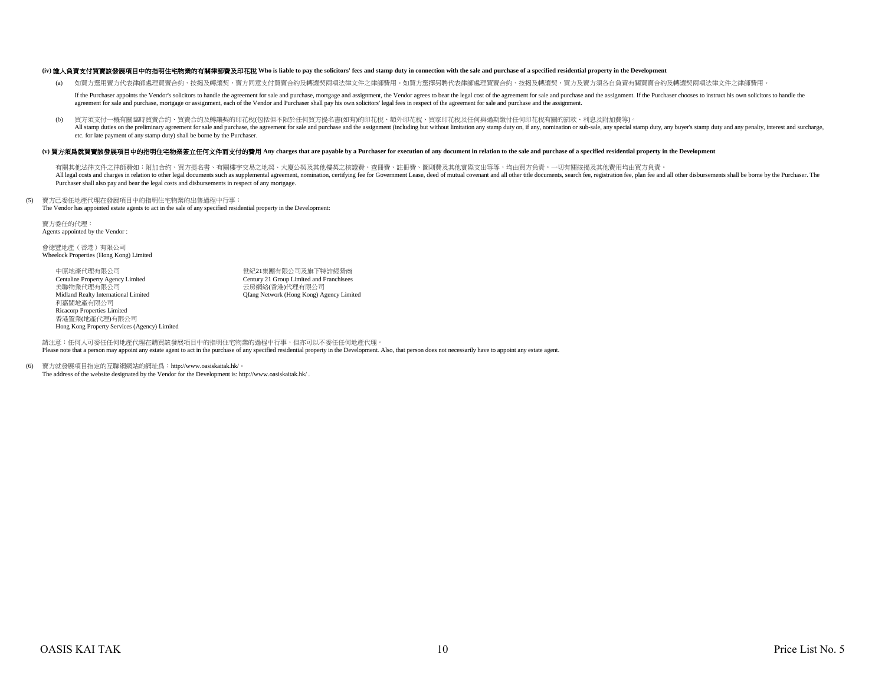**(iv) 誰人負責支付買賣該發展項目中的指明住宅物業的有關律師費及印花稅 Who is liable to pay the solicitors' fees and stamp duty in connection with the sale and purchase of a specified residential property in the Development**

(a) 如買方選用賣方代表律師處理買賣合約、按揭及轉讓契，賣方同意支付買賣合約及轉讓契兩項法律文件之律師費用。如買方選擇另聘代表律師處理買賣合約、按揭及轉讓契，買方及賣方須各自負責有關買賣合約及轉讓契兩項法律文件之律師費用。

If the Purchaser appoints the Vendor's solicitors to handle the agreement for sale and purchase, mortgage and assignment, the Vendor agrees to bear the legal cost of the agreement for sale and purchase and the assignment. If the Purchaser chooses to instruct his own solicitors to handle the agreement for sale and purchase, mortgage or assignment, each of the Vendor and Purchaser shall pay his own solicitors' legal fees in respect of the agreement for sale and purchase and the assignment.

(b) 買方須支付一概有關臨時買賣合約、買賣合約及轉讓契的印花稅(包括但不限於任何買方提名書(如有)的印花稅、額外印花稅、買家印花稅及任何與過期繳付任何印花稅有關的罰款、利息及附加費等)。
All stamp duties on the preliminary agreement for sale and purchase, the agreement for sale and purchase and the assignment (including but without limitation any stamp duty on, if any, nomination or sub-sale, any special stamp duty, any buyer's stamp duty and any penalty, interest and surcharge, etc. for late payment of any stamp duty) shall be borne by the Purchaser.

**(v) 買方須爲就買賣該發展項目中的指明住宅物業簽立任何文件而支付的費用 Any charges that are payable by a Purchaser for execution of any document in relation to the sale and purchase of a specified residential property in the Development**

有關其他法律文件之律師費如：附加合約、買方提名書、有關樓宇交易之地契、大廈公契及其他樓契之核證費、查冊費、註冊費、圖則費及其他實際支出等等，均由買方負責，一切有關按揭及其他費用均由買方負責。
All legal costs and charges in relation to other legal documents such as supplemental agreement, nomination, certifying fee for Government Lease, deed of mutual covenant and all other title documents, search fee, registration fee, plan fee and all other disbursements shall be borne by the Purchaser. The Purchaser shall also pay and bear the legal costs and disbursements in respect of any mortgage.

(5) 賣方已委任地產代理在發展項目中的指明住宅物業的出售過程中行事：
The Vendor has appointed estate agents to act in the sale of any specified residential property in the Development:

賣方委任的代理：
Agents appointed by the Vendor :

會德豐地產（香港）有限公司
Wheelock Properties (Hong Kong) Limited

中原地產代理有限公司
Centaline Property Agency Limited
美聯物業代理有限公司
Midland Realty International Limited
利嘉閣地產有限公司
Ricacorp Properties Limited
香港置業(地產代理)有限公司
Hong Kong Property Services (Agency) Limited
世紀21集團有限公司及旗下特許經營商
Century 21 Group Limited and Franchisees
云房網絡(香港)代理有限公司
Qfang Network (Hong Kong) Agency Limited

請注意：任何人可委任任何地產代理在購買該發展項目中的指明住宅物業的過程中行事，但亦可以不委任任何地產代理。
Please note that a person may appoint any estate agent to act in the purchase of any specified residential property in the Development. Also, that person does not necessarily have to appoint any estate agent.

(6) 賣方就發展項目指定的互聯網網站的網址爲：http://www.oasiskaitak.hk/。
The address of the website designated by the Vendor for the Development is: http://www.oasiskaitak.hk/ .